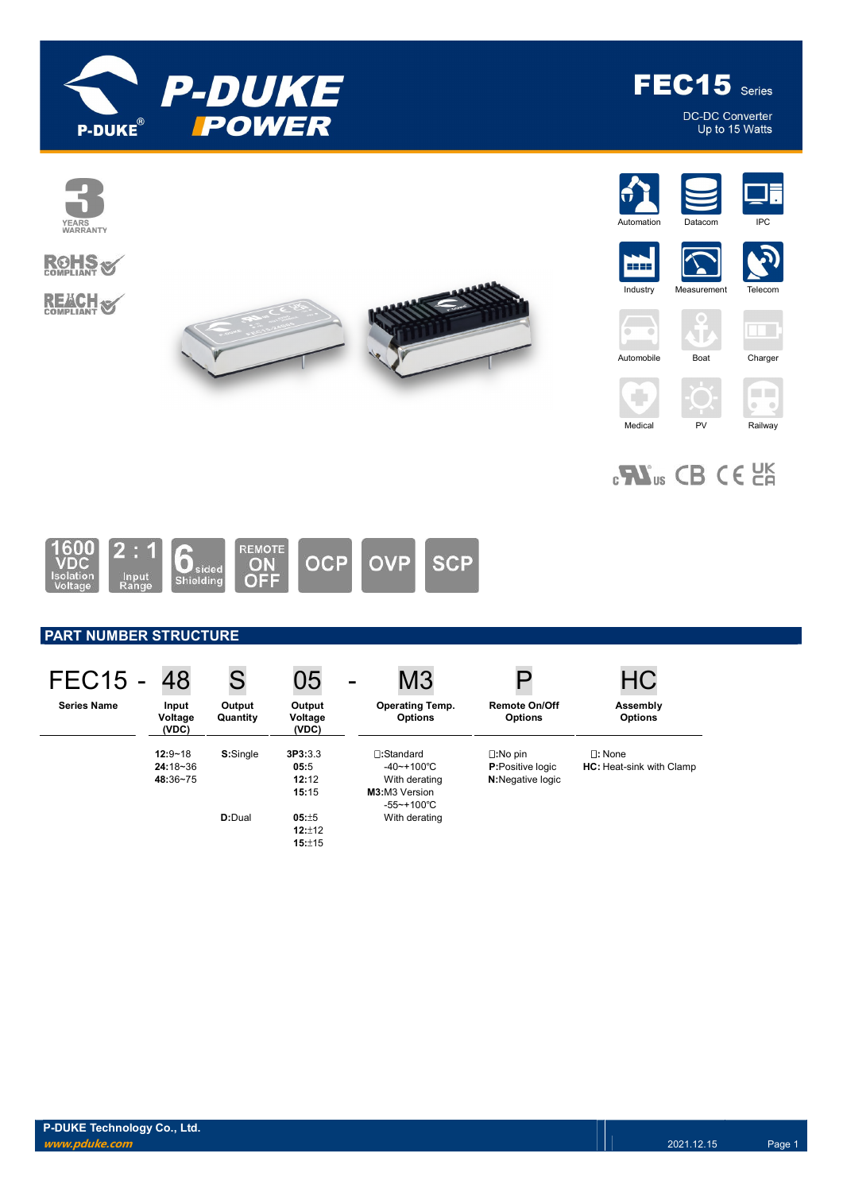# FEC15 Series

DC-DC Converter
Up to 15 Watts

3 YEARS WARRANTY

RoHS COMPLIANT

REACH COMPLIANT

Automation | Datacom | IPC | Industry | Measurement | Telecom | Automobile | Boat | Charger | Medical | PV | Railway

1600 VDC Isolation Voltage | 2 : 1 Input Range | 6 sided Shielding | REMOTE ON OFF | OCP | OVP | SCP

## PART NUMBER STRUCTURE

FEC15 - 48 S 05 - M3 P HC

| Series Name | Input Voltage (VDC) | Output Quantity | Output Voltage (VDC) | Operating Temp. Options | Remote On/Off Options | Assembly Options |
|---|---|---|---|---|---|---|
| FEC15 | 48 | S | 05 | M3 | P | HC |
| | **12**:9~18<br>**24**:18~36<br>**48**:36~75 | **S**:Single | **3P3**:3.3<br>**05**:5<br>**12**:12<br>**15**:15 | □:Standard<br>-40~+100℃<br>With derating<br>**M3**:M3 Version<br>-55~+100℃<br>With derating | □:No pin<br>**P**:Positive logic<br>**N**:Negative logic | □: None<br>**HC:** Heat-sink with Clamp |
| | | **D**:Dual | **05**:±5<br>**12**:±12<br>**15**:±15 | | | |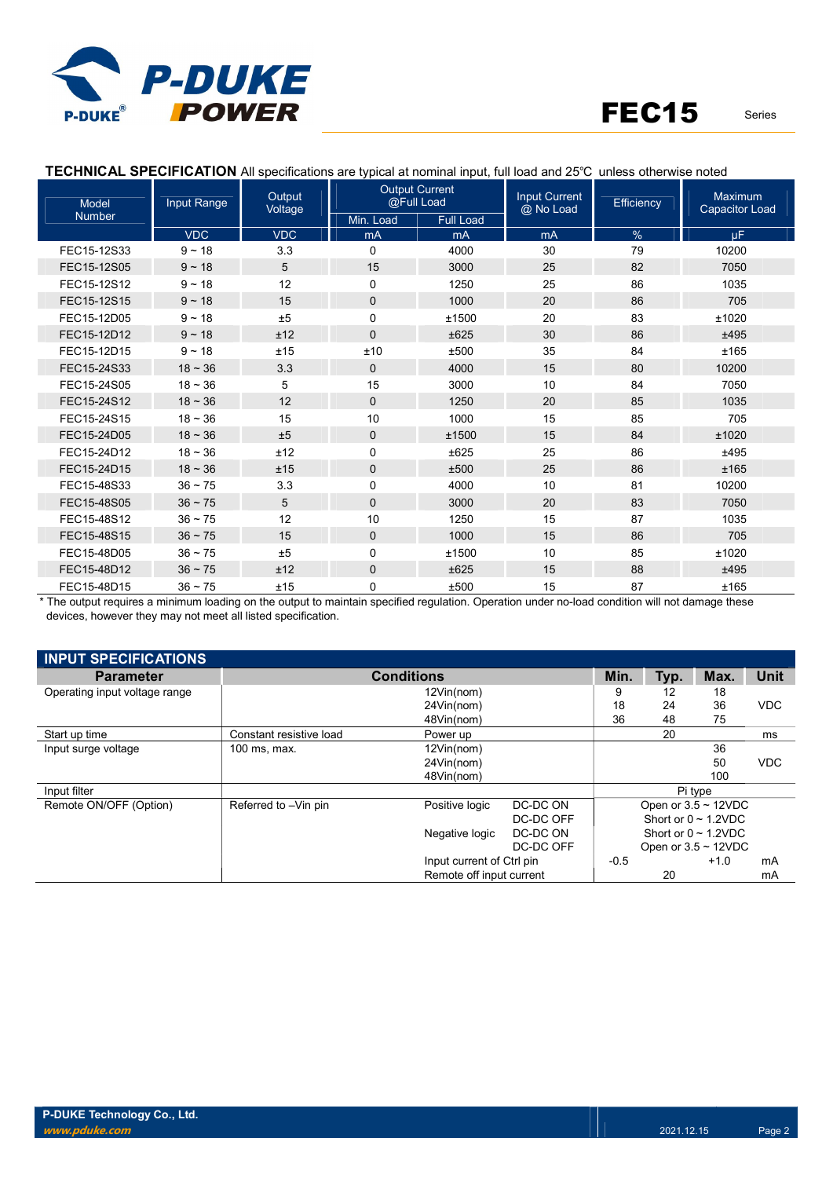## TECHNICAL SPECIFICATION All specifications are typical at nominal input, full load and 25℃ unless otherwise noted

| Model Number | Input Range | Output Voltage | Output Current @Full Load | | Input Current @ No Load | Efficiency | Maximum Capacitor Load |
|---|---|---|---|---|---|---|---|
| | | | Min. Load | Full Load | | | |
| | VDC | VDC | mA | mA | mA | % | μF |
| FEC15-12S33 | 9 ~ 18 | 3.3 | 0 | 4000 | 30 | 79 | 10200 |
| FEC15-12S05 | 9 ~ 18 | 5 | 15 | 3000 | 25 | 82 | 7050 |
| FEC15-12S12 | 9 ~ 18 | 12 | 0 | 1250 | 25 | 86 | 1035 |
| FEC15-12S15 | 9 ~ 18 | 15 | 0 | 1000 | 20 | 86 | 705 |
| FEC15-12D05 | 9 ~ 18 | ±5 | 0 | ±1500 | 20 | 83 | ±1020 |
| FEC15-12D12 | 9 ~ 18 | ±12 | 0 | ±625 | 30 | 86 | ±495 |
| FEC15-12D15 | 9 ~ 18 | ±15 | ±10 | ±500 | 35 | 84 | ±165 |
| FEC15-24S33 | 18 ~ 36 | 3.3 | 0 | 4000 | 15 | 80 | 10200 |
| FEC15-24S05 | 18 ~ 36 | 5 | 15 | 3000 | 10 | 84 | 7050 |
| FEC15-24S12 | 18 ~ 36 | 12 | 0 | 1250 | 20 | 85 | 1035 |
| FEC15-24S15 | 18 ~ 36 | 15 | 10 | 1000 | 15 | 85 | 705 |
| FEC15-24D05 | 18 ~ 36 | ±5 | 0 | ±1500 | 15 | 84 | ±1020 |
| FEC15-24D12 | 18 ~ 36 | ±12 | 0 | ±625 | 25 | 86 | ±495 |
| FEC15-24D15 | 18 ~ 36 | ±15 | 0 | ±500 | 25 | 86 | ±165 |
| FEC15-48S33 | 36 ~ 75 | 3.3 | 0 | 4000 | 10 | 81 | 10200 |
| FEC15-48S05 | 36 ~ 75 | 5 | 0 | 3000 | 20 | 83 | 7050 |
| FEC15-48S12 | 36 ~ 75 | 12 | 10 | 1250 | 15 | 87 | 1035 |
| FEC15-48S15 | 36 ~ 75 | 15 | 0 | 1000 | 15 | 86 | 705 |
| FEC15-48D05 | 36 ~ 75 | ±5 | 0 | ±1500 | 10 | 85 | ±1020 |
| FEC15-48D12 | 36 ~ 75 | ±12 | 0 | ±625 | 15 | 88 | ±495 |
| FEC15-48D15 | 36 ~ 75 | ±15 | 0 | ±500 | 15 | 87 | ±165 |

* The output requires a minimum loading on the output to maintain specified regulation. Operation under no-load condition will not damage these devices, however they may not meet all listed specification.

## INPUT SPECIFICATIONS

| Parameter | Conditions | | | Min. | Typ. | Max. | Unit |
|---|---|---|---|---|---|---|---|
| Operating input voltage range | | 12Vin(nom) | | 9 | 12 | 18 | VDC |
| | | 24Vin(nom) | | 18 | 24 | 36 | |
| | | 48Vin(nom) | | 36 | 48 | 75 | |
| Start up time | Constant resistive load | Power up | | | 20 | | ms |
| Input surge voltage | 100 ms, max. | 12Vin(nom) | | | | 36 | VDC |
| | | 24Vin(nom) | | | | 50 | |
| | | 48Vin(nom) | | | | 100 | |
| Input filter | | | | Pi type | | | |
| Remote ON/OFF (Option) | Referred to –Vin pin | Positive logic | DC-DC ON | Open or 3.5 ~ 12VDC | | | |
| | | | DC-DC OFF | Short or 0 ~ 1.2VDC | | | |
| | | Negative logic | DC-DC ON | Short or 0 ~ 1.2VDC | | | |
| | | | DC-DC OFF | Open or 3.5 ~ 12VDC | | | |
| | | Input current of Ctrl pin | | -0.5 | | +1.0 | mA |
| | | Remote off input current | | | 20 | | mA |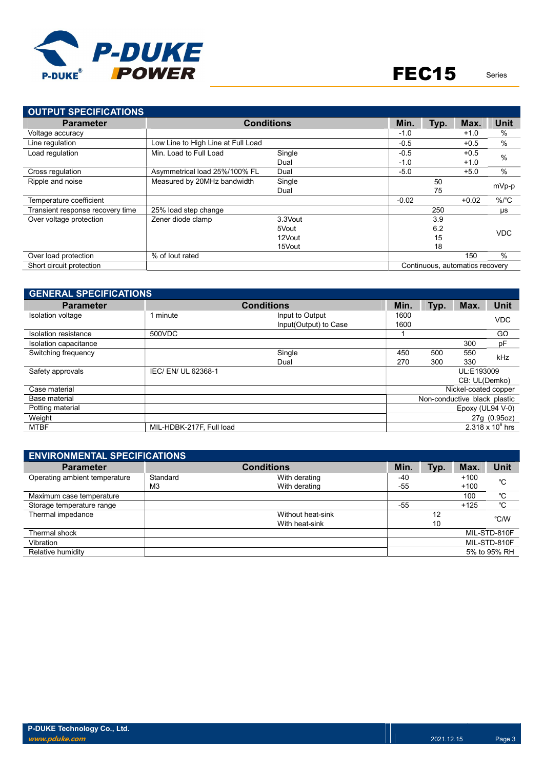## OUTPUT SPECIFICATIONS

| Parameter | Conditions | | Min. | Typ. | Max. | Unit |
|---|---|---|---|---|---|---|
| Voltage accuracy | | | -1.0 | | +1.0 | % |
| Line regulation | Low Line to High Line at Full Load | | -0.5 | | +0.5 | % |
| Load regulation | Min. Load to Full Load | Single | -0.5 | | +0.5 | % |
| | | Dual | -1.0 | | +1.0 | |
| Cross regulation | Asymmetrical load 25%/100% FL | Dual | -5.0 | | +5.0 | % |
| Ripple and noise | Measured by 20MHz bandwidth | Single | | 50 | | mVp-p |
| | | Dual | | 75 | | |
| Temperature coefficient | | | -0.02 | | +0.02 | %/℃ |
| Transient response recovery time | 25% load step change | | | 250 | | μs |
| Over voltage protection | Zener diode clamp | 3.3Vout | | 3.9 | | VDC |
| | | 5Vout | | 6.2 | | |
| | | 12Vout | | 15 | | |
| | | 15Vout | | 18 | | |
| Over load protection | % of Iout rated | | | | 150 | % |
| Short circuit protection | | | Continuous, automatics recovery | | | |

## GENERAL SPECIFICATIONS

| Parameter | Conditions | | Min. | Typ. | Max. | Unit |
|---|---|---|---|---|---|---|
| Isolation voltage | 1 minute | Input to Output | 1600 | | | VDC |
| | | Input(Output) to Case | 1600 | | | |
| Isolation resistance | 500VDC | | 1 | | | GΩ |
| Isolation capacitance | | | | | 300 | pF |
| Switching frequency | | Single | 450 | 500 | 550 | kHz |
| | | Dual | 270 | 300 | 330 | |
| Safety approvals | IEC/ EN/ UL 62368-1 | | UL:E193009 | | | |
| | | | CB: UL(Demko) | | | |
| Case material | | | Nickel-coated copper | | | |
| Base material | | | Non-conductive black plastic | | | |
| Potting material | | | Epoxy (UL94 V-0) | | | |
| Weight | | | 27g (0.95oz) | | | |
| MTBF | MIL-HDBK-217F, Full load | | $2.318 \times 10^6$ hrs | | | |

## ENVIRONMENTAL SPECIFICATIONS

| Parameter | Conditions | | Min. | Typ. | Max. | Unit |
|---|---|---|---|---|---|---|
| Operating ambient temperature | Standard | With derating | -40 | | +100 | ℃ |
| | M3 | With derating | -55 | | +100 | |
| Maximum case temperature | | | | | 100 | ℃ |
| Storage temperature range | | | -55 | | +125 | ℃ |
| Thermal impedance | | Without heat-sink | | 12 | | ℃/W |
| | | With heat-sink | | 10 | | |
| Thermal shock | | | MIL-STD-810F | | | |
| Vibration | | | MIL-STD-810F | | | |
| Relative humidity | | | 5% to 95% RH | | | |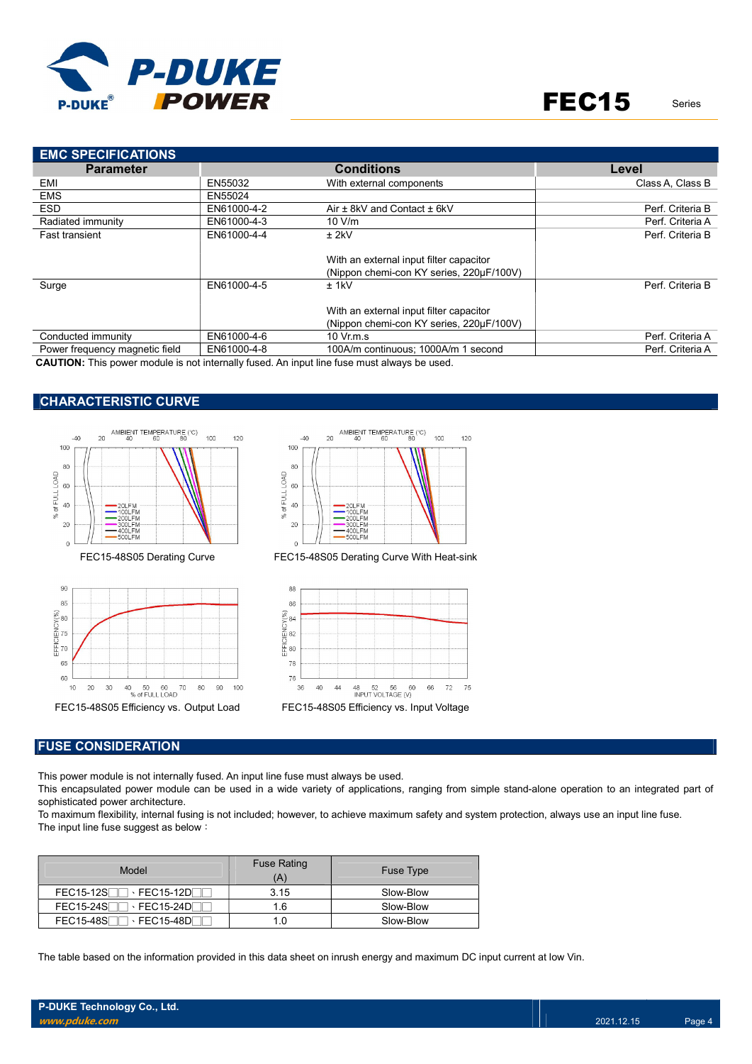## EMC SPECIFICATIONS

| Parameter | | Conditions | Level |
|---|---|---|---|
| EMI | EN55032 | With external components | Class A, Class B |
| EMS | EN55024 | | |
| ESD | EN61000-4-2 | Air ± 8kV and Contact ± 6kV | Perf. Criteria B |
| Radiated immunity | EN61000-4-3 | 10 V/m | Perf. Criteria A |
| Fast transient | EN61000-4-4 | ± 2kV<br><br>With an external input filter capacitor (Nippon chemi-con KY series, 220μF/100V) | Perf. Criteria B |
| Surge | EN61000-4-5 | ± 1kV<br><br>With an external input filter capacitor (Nippon chemi-con KY series, 220μF/100V) | Perf. Criteria B |
| Conducted immunity | EN61000-4-6 | 10 Vr.m.s | Perf. Criteria A |
| Power frequency magnetic field | EN61000-4-8 | 100A/m continuous; 1000A/m 1 second | Perf. Criteria A |

**CAUTION:** This power module is not internally fused. An input line fuse must always be used.

## CHARACTERISTIC CURVE

FEC15-48S05 Derating Curve

FEC15-48S05 Derating Curve With Heat-sink

FEC15-48S05 Efficiency vs. Output Load

FEC15-48S05 Efficiency vs. Input Voltage

## FUSE CONSIDERATION

This power module is not internally fused. An input line fuse must always be used.
This encapsulated power module can be used in a wide variety of applications, ranging from simple stand-alone operation to an integrated part of sophisticated power architecture.
To maximum flexibility, internal fusing is not included; however, to achieve maximum safety and system protection, always use an input line fuse.
The input line fuse suggest as below：

| Model | Fuse Rating (A) | Fuse Type |
|---|---|---|
| FEC15-12S□□、FEC15-12D□□ | 3.15 | Slow-Blow |
| FEC15-24S□□、FEC15-24D□□ | 1.6 | Slow-Blow |
| FEC15-48S□□、FEC15-48D□□ | 1.0 | Slow-Blow |

The table based on the information provided in this data sheet on inrush energy and maximum DC input current at low Vin.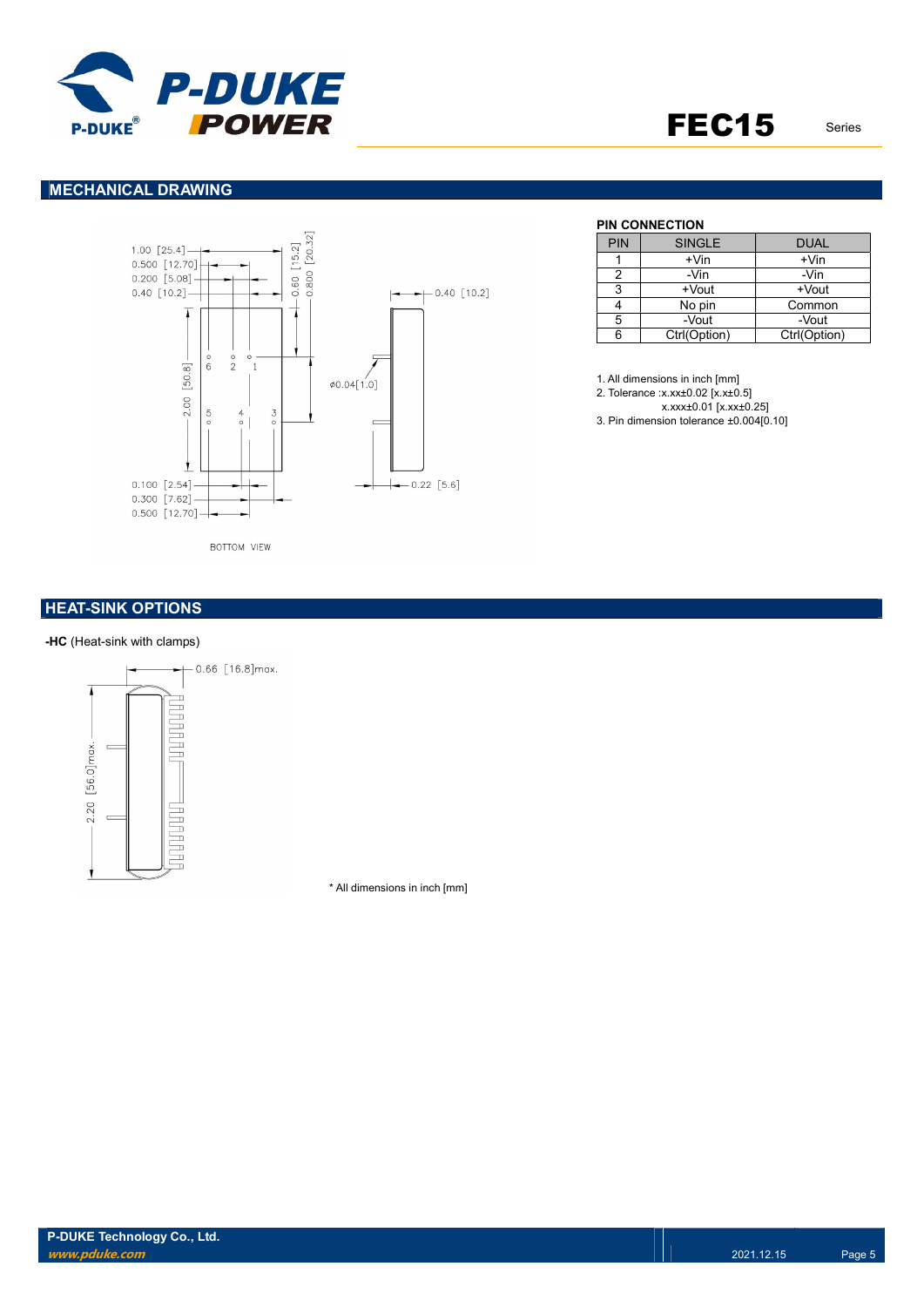## MECHANICAL DRAWING

BOTTOM VIEW

### PIN CONNECTION

| PIN | SINGLE | DUAL |
|---|---|---|
| 1 | +Vin | +Vin |
| 2 | -Vin | -Vin |
| 3 | +Vout | +Vout |
| 4 | No pin | Common |
| 5 | -Vout | -Vout |
| 6 | Ctrl(Option) | Ctrl(Option) |

1. All dimensions in inch [mm]
2. Tolerance :x.xx±0.02 [x.x±0.5]
   x.xxx±0.01 [x.xx±0.25]
3. Pin dimension tolerance ±0.004[0.10]

## HEAT-SINK OPTIONS

**-HC** (Heat-sink with clamps)

\* All dimensions in inch [mm]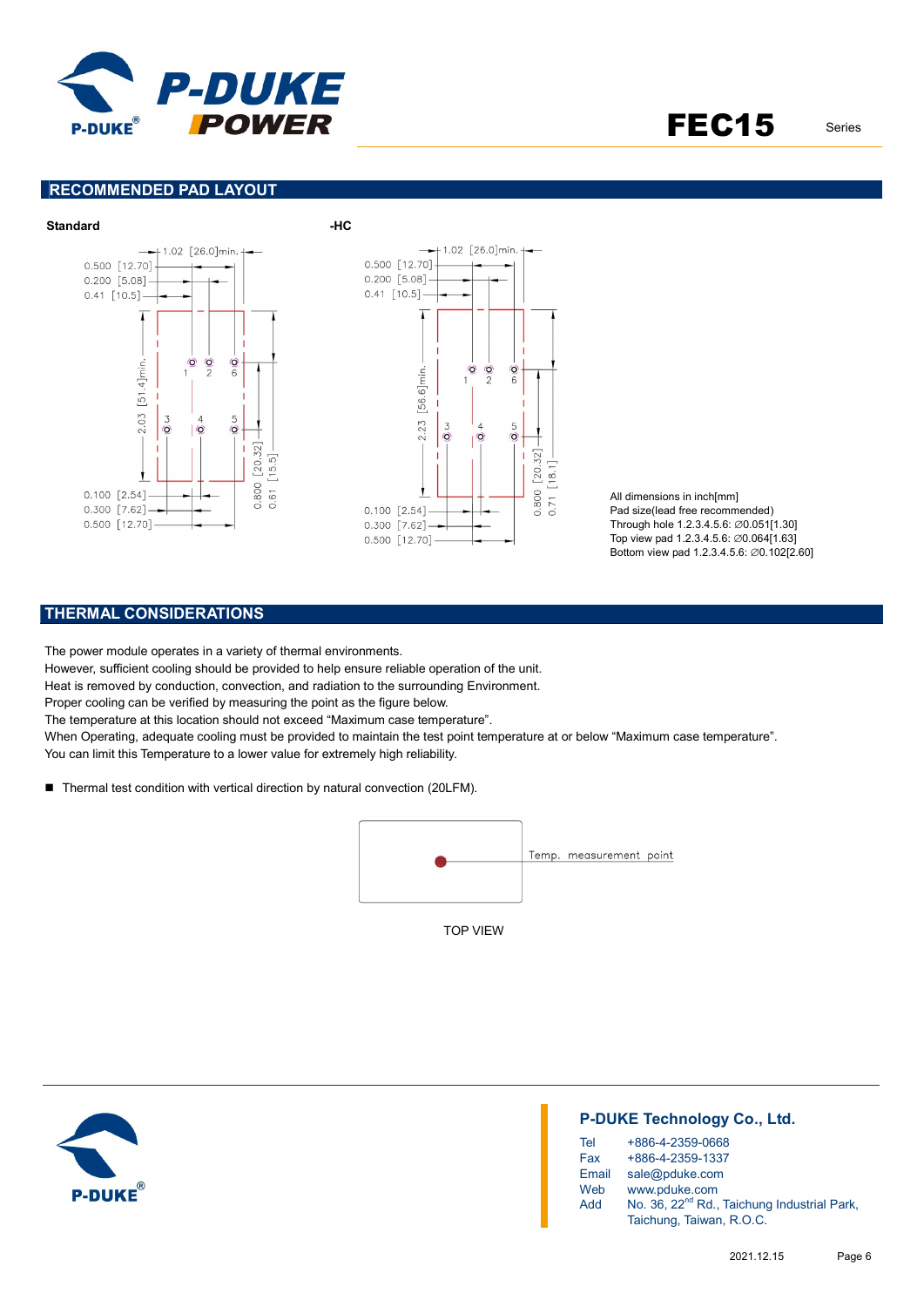## RECOMMENDED PAD LAYOUT

**Standard**

1.02 [26.0]min.
0.500 [12.70]
0.200 [5.08]
0.41 [10.5]
2.03 [51.4]min.
0.800 [20.32]
0.61 [15.5]
0.100 [2.54]
0.300 [7.62]
0.500 [12.70]

**-HC**

1.02 [26.0]min.
0.500 [12.70]
0.200 [5.08]
0.41 [10.5]
2.23 [56.6]min.
0.800 [20.32]
0.71 [18.1]
0.100 [2.54]
0.300 [7.62]
0.500 [12.70]

All dimensions in inch[mm]
Pad size(lead free recommended)
Through hole 1.2.3.4.5.6: ∅0.051[1.30]
Top view pad 1.2.3.4.5.6: ∅0.064[1.63]
Bottom view pad 1.2.3.4.5.6: ∅0.102[2.60]

## THERMAL CONSIDERATIONS

The power module operates in a variety of thermal environments.
However, sufficient cooling should be provided to help ensure reliable operation of the unit.
Heat is removed by conduction, convection, and radiation to the surrounding Environment.
Proper cooling can be verified by measuring the point as the figure below.
The temperature at this location should not exceed “Maximum case temperature”.
When Operating, adequate cooling must be provided to maintain the test point temperature at or below “Maximum case temperature”.
You can limit this Temperature to a lower value for extremely high reliability.

- Thermal test condition with vertical direction by natural convection (20LFM).

Temp. measurement point

TOP VIEW

**P-DUKE Technology Co., Ltd.**

Tel +886-4-2359-0668
Fax +886-4-2359-1337
Email sale@pduke.com
Web www.pduke.com
Add No. 36, 22nd Rd., Taichung Industrial Park, Taichung, Taiwan, R.O.C.

2021.12.15